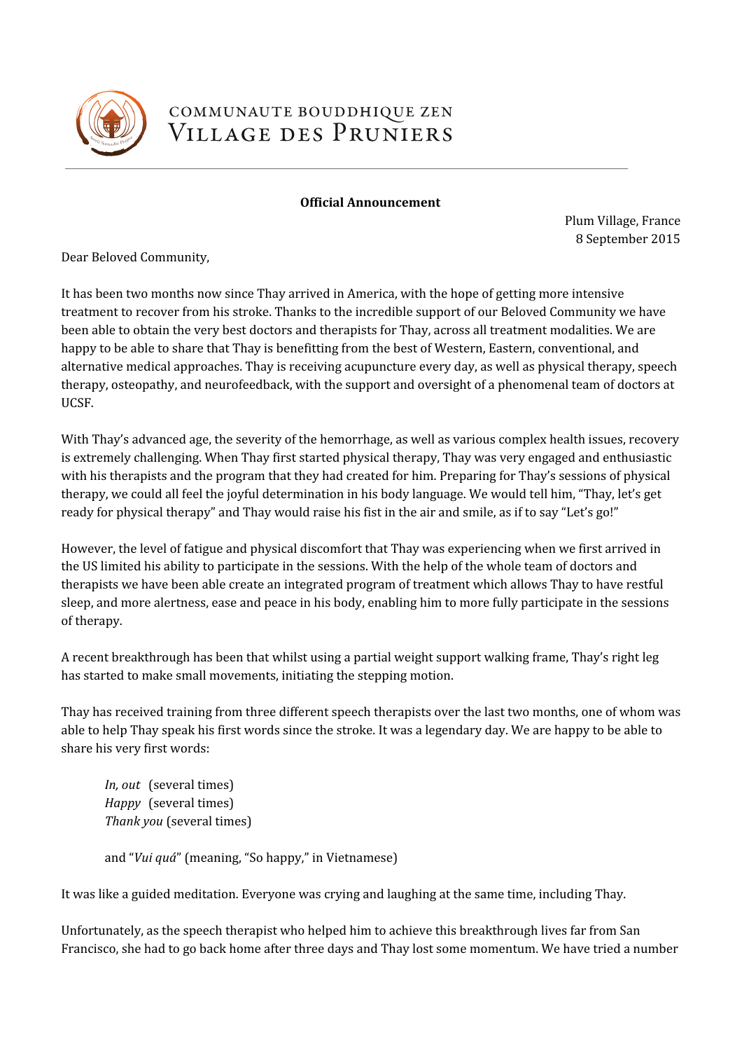COMMUNAUTE BOUDDHIQUE ZEN
VILLAGE DES PRUNIERS

**Official Announcement**

Plum Village, France
8 September 2015

Dear Beloved Community,

It has been two months now since Thay arrived in America, with the hope of getting more intensive treatment to recover from his stroke. Thanks to the incredible support of our Beloved Community we have been able to obtain the very best doctors and therapists for Thay, across all treatment modalities. We are happy to be able to share that Thay is benefitting from the best of Western, Eastern, conventional, and alternative medical approaches. Thay is receiving acupuncture every day, as well as physical therapy, speech therapy, osteopathy, and neurofeedback, with the support and oversight of a phenomenal team of doctors at UCSF.

With Thay's advanced age, the severity of the hemorrhage, as well as various complex health issues, recovery is extremely challenging. When Thay first started physical therapy, Thay was very engaged and enthusiastic with his therapists and the program that they had created for him. Preparing for Thay's sessions of physical therapy, we could all feel the joyful determination in his body language. We would tell him, "Thay, let's get ready for physical therapy" and Thay would raise his fist in the air and smile, as if to say "Let's go!"

However, the level of fatigue and physical discomfort that Thay was experiencing when we first arrived in the US limited his ability to participate in the sessions. With the help of the whole team of doctors and therapists we have been able create an integrated program of treatment which allows Thay to have restful sleep, and more alertness, ease and peace in his body, enabling him to more fully participate in the sessions of therapy.

A recent breakthrough has been that whilst using a partial weight support walking frame, Thay's right leg has started to make small movements, initiating the stepping motion.

Thay has received training from three different speech therapists over the last two months, one of whom was able to help Thay speak his first words since the stroke. It was a legendary day. We are happy to be able to share his very first words:

> *In, out* (several times)
> *Happy* (several times)
> *Thank you* (several times)
>
> and "*Vui quá*" (meaning, "So happy," in Vietnamese)

It was like a guided meditation. Everyone was crying and laughing at the same time, including Thay.

Unfortunately, as the speech therapist who helped him to achieve this breakthrough lives far from San Francisco, she had to go back home after three days and Thay lost some momentum. We have tried a number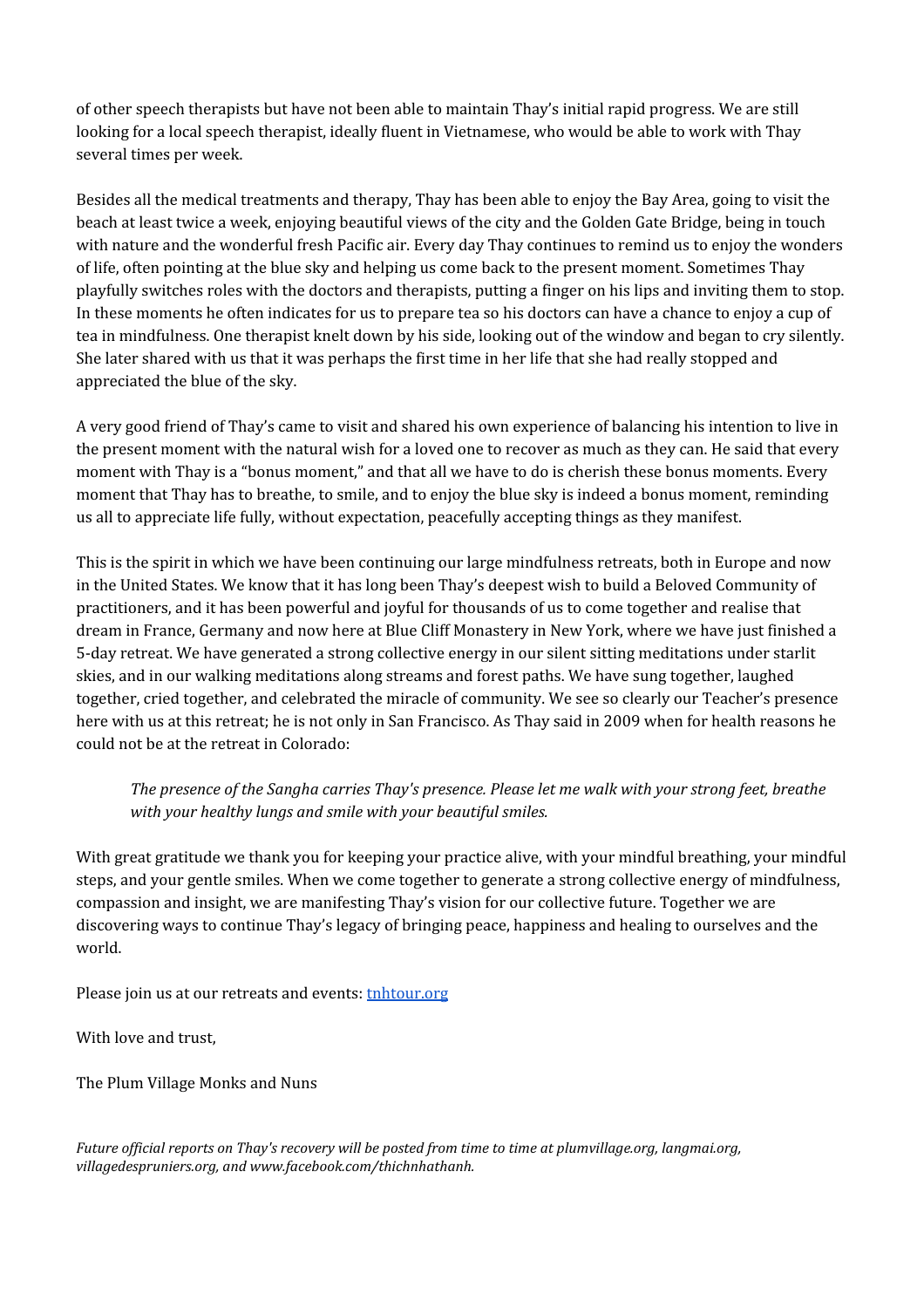of other speech therapists but have not been able to maintain Thay's initial rapid progress. We are still looking for a local speech therapist, ideally fluent in Vietnamese, who would be able to work with Thay several times per week.

Besides all the medical treatments and therapy, Thay has been able to enjoy the Bay Area, going to visit the beach at least twice a week, enjoying beautiful views of the city and the Golden Gate Bridge, being in touch with nature and the wonderful fresh Pacific air. Every day Thay continues to remind us to enjoy the wonders of life, often pointing at the blue sky and helping us come back to the present moment. Sometimes Thay playfully switches roles with the doctors and therapists, putting a finger on his lips and inviting them to stop. In these moments he often indicates for us to prepare tea so his doctors can have a chance to enjoy a cup of tea in mindfulness. One therapist knelt down by his side, looking out of the window and began to cry silently. She later shared with us that it was perhaps the first time in her life that she had really stopped and appreciated the blue of the sky.

A very good friend of Thay's came to visit and shared his own experience of balancing his intention to live in the present moment with the natural wish for a loved one to recover as much as they can. He said that every moment with Thay is a "bonus moment," and that all we have to do is cherish these bonus moments. Every moment that Thay has to breathe, to smile, and to enjoy the blue sky is indeed a bonus moment, reminding us all to appreciate life fully, without expectation, peacefully accepting things as they manifest.

This is the spirit in which we have been continuing our large mindfulness retreats, both in Europe and now in the United States. We know that it has long been Thay's deepest wish to build a Beloved Community of practitioners, and it has been powerful and joyful for thousands of us to come together and realise that dream in France, Germany and now here at Blue Cliff Monastery in New York, where we have just finished a 5-day retreat. We have generated a strong collective energy in our silent sitting meditations under starlit skies, and in our walking meditations along streams and forest paths. We have sung together, laughed together, cried together, and celebrated the miracle of community. We see so clearly our Teacher's presence here with us at this retreat; he is not only in San Francisco. As Thay said in 2009 when for health reasons he could not be at the retreat in Colorado:

> *The presence of the Sangha carries Thay's presence. Please let me walk with your strong feet, breathe with your healthy lungs and smile with your beautiful smiles.*

With great gratitude we thank you for keeping your practice alive, with your mindful breathing, your mindful steps, and your gentle smiles. When we come together to generate a strong collective energy of mindfulness, compassion and insight, we are manifesting Thay's vision for our collective future. Together we are discovering ways to continue Thay's legacy of bringing peace, happiness and healing to ourselves and the world.

Please join us at our retreats and events: [tnhtour.org](tnhtour.org)

With love and trust,

The Plum Village Monks and Nuns

*Future official reports on Thay's recovery will be posted from time to time at plumvillage.org, langmai.org, villagedespruniers.org, and www.facebook.com/thichnhathanh.*